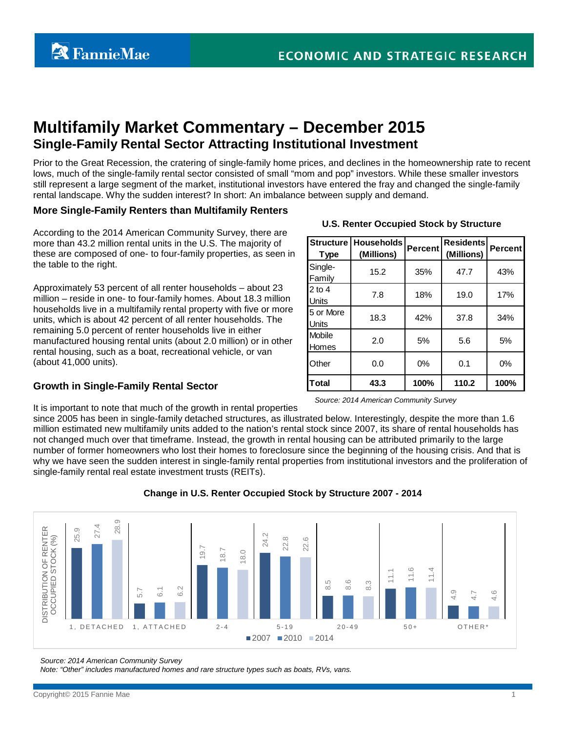FannieMae | ECONOMIC AND STRATEGIC RESEARCH

# Multifamily Market Commentary – December 2015

## Single-Family Rental Sector Attracting Institutional Investment

Prior to the Great Recession, the cratering of single-family home prices, and declines in the homeownership rate to recent lows, much of the single-family rental sector consisted of small "mom and pop" investors. While these smaller investors still represent a large segment of the market, institutional investors have entered the fray and changed the single-family rental landscape. Why the sudden interest? In short: An imbalance between supply and demand.

### More Single-Family Renters than Multifamily Renters

According to the 2014 American Community Survey, there are more than 43.2 million rental units in the U.S. The majority of these are composed of one- to four-family properties, as seen in the table to the right.

Approximately 53 percent of all renter households – about 23 million – reside in one- to four-family homes. About 18.3 million households live in a multifamily rental property with five or more units, which is about 42 percent of all renter households. The remaining 5.0 percent of renter households live in either manufactured housing rental units (about 2.0 million) or in other rental housing, such as a boat, recreational vehicle, or van (about 41,000 units).

**U.S. Renter Occupied Stock by Structure**

| Structure Type | Households (Millions) | Percent | Residents (Millions) | Percent |
|---|---|---|---|---|
| Single-Family | 15.2 | 35% | 47.7 | 43% |
| 2 to 4 Units | 7.8 | 18% | 19.0 | 17% |
| 5 or More Units | 18.3 | 42% | 37.8 | 34% |
| Mobile Homes | 2.0 | 5% | 5.6 | 5% |
| Other | 0.0 | 0% | 0.1 | 0% |
| **Total** | **43.3** | **100%** | **110.2** | **100%** |

*Source: 2014 American Community Survey*

### Growth in Single-Family Rental Sector

It is important to note that much of the growth in rental properties since 2005 has been in single-family detached structures, as illustrated below. Interestingly, despite the more than 1.6 million estimated new multifamily units added to the nation's rental stock since 2007, its share of rental households has not changed much over that timeframe. Instead, the growth in rental housing can be attributed primarily to the large number of former homeowners who lost their homes to foreclosure since the beginning of the housing crisis. And that is why we have seen the sudden interest in single-family rental properties from institutional investors and the proliferation of single-family rental real estate investment trusts (REITs).

**Change in U.S. Renter Occupied Stock by Structure 2007 - 2014**

Distribution of Renter Occupied Stock (%)

| Structure | 2007 | 2010 | 2014 |
|---|---|---|---|
| 1, Detached | 25.9 | 27.4 | 28.9 |
| 1, Attached | 5.7 | 6.1 | 6.2 |
| 2-4 | 19.7 | 18.7 | 18.0 |
| 5-19 | 24.2 | 22.8 | 22.6 |
| 20-49 | 8.5 | 8.6 | 8.3 |
| 50+ | 11.1 | 11.6 | 11.4 |
| Other* | 4.9 | 4.7 | 4.6 |

*Source: 2014 American Community Survey*
*Note: "Other" includes manufactured homes and rare structure types such as boats, RVs, vans.*

Copyright© 2015 Fannie Mae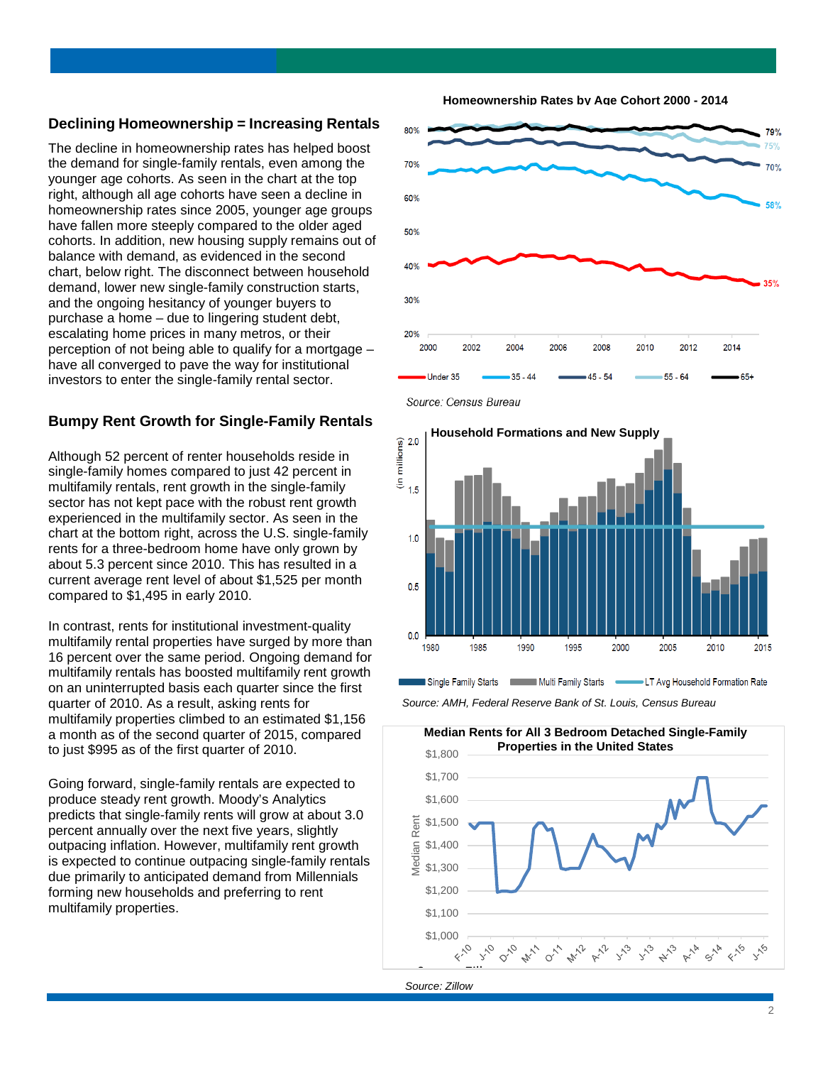## Declining Homeownership = Increasing Rentals

The decline in homeownership rates has helped boost the demand for single-family rentals, even among the younger age cohorts. As seen in the chart at the top right, although all age cohorts have seen a decline in homeownership rates since 2005, younger age groups have fallen more steeply compared to the older aged cohorts. In addition, new housing supply remains out of balance with demand, as evidenced in the second chart, below right. The disconnect between household demand, lower new single-family construction starts, and the ongoing hesitancy of younger buyers to purchase a home – due to lingering student debt, escalating home prices in many metros, or their perception of not being able to qualify for a mortgage – have all converged to pave the way for institutional investors to enter the single-family rental sector.

## Bumpy Rent Growth for Single-Family Rentals

Although 52 percent of renter households reside in single-family homes compared to just 42 percent in multifamily rentals, rent growth in the single-family sector has not kept pace with the robust rent growth experienced in the multifamily sector. As seen in the chart at the bottom right, across the U.S. single-family rents for a three-bedroom home have only grown by about 5.3 percent since 2010. This has resulted in a current average rent level of about $1,525 per month compared to $1,495 in early 2010.

In contrast, rents for institutional investment-quality multifamily rental properties have surged by more than 16 percent over the same period. Ongoing demand for multifamily rentals has boosted multifamily rent growth on an uninterrupted basis each quarter since the first quarter of 2010. As a result, asking rents for multifamily properties climbed to an estimated $1,156 a month as of the second quarter of 2015, compared to just $995 as of the first quarter of 2010.

Going forward, single-family rentals are expected to produce steady rent growth. Moody's Analytics predicts that single-family rents will grow at about 3.0 percent annually over the next five years, slightly outpacing inflation. However, multifamily rent growth is expected to continue outpacing single-family rentals due primarily to anticipated demand from Millennials forming new households and preferring to rent multifamily properties.

**Homeownership Rates by Age Cohort 2000 - 2014**

*Source: Census Bureau*

**Household Formations and New Supply**

*Source: AMH, Federal Reserve Bank of St. Louis, Census Bureau*

**Median Rents for All 3 Bedroom Detached Single-Family Properties in the United States**

*Source: Zillow*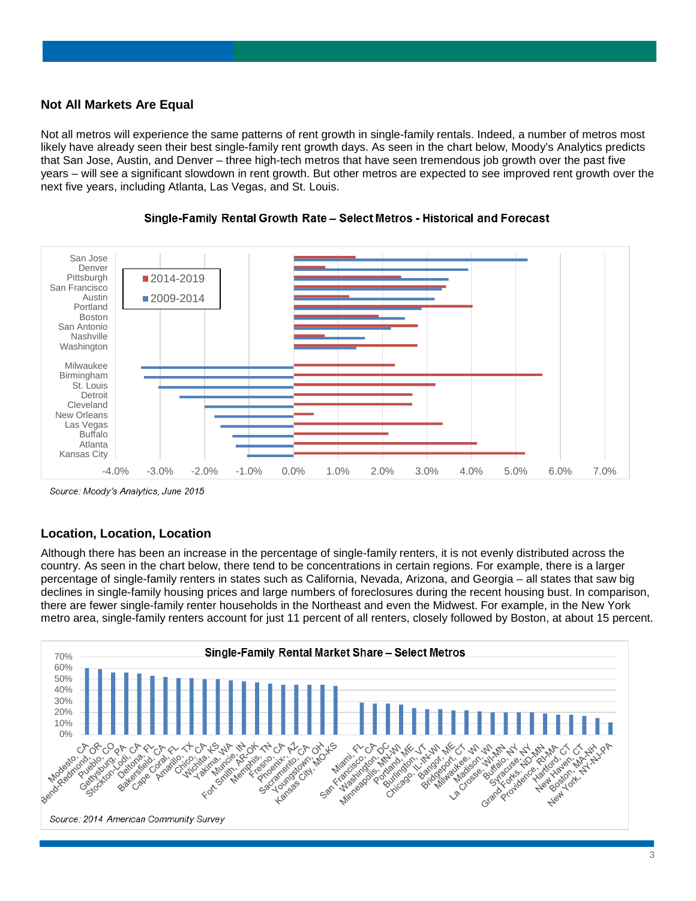## Not All Markets Are Equal

Not all metros will experience the same patterns of rent growth in single-family rentals. Indeed, a number of metros most likely have already seen their best single-family rent growth days. As seen in the chart below, Moody's Analytics predicts that San Jose, Austin, and Denver – three high-tech metros that have seen tremendous job growth over the past five years – will see a significant slowdown in rent growth. But other metros are expected to see improved rent growth over the next five years, including Atlanta, Las Vegas, and St. Louis.

**Single-Family Rental Growth Rate – Select Metros - Historical and Forecast**

*Source: Moody's Analytics, June 2015*

## Location, Location, Location

Although there has been an increase in the percentage of single-family renters, it is not evenly distributed across the country. As seen in the chart below, there tend to be concentrations in certain regions. For example, there is a larger percentage of single-family renters in states such as California, Nevada, Arizona, and Georgia – all states that saw big declines in single-family housing prices and large numbers of foreclosures during the recent housing bust. In comparison, there are fewer single-family renter households in the Northeast and even the Midwest. For example, in the New York metro area, single-family renters account for just 11 percent of all renters, closely followed by Boston, at about 15 percent.

**Single-Family Rental Market Share – Select Metros**

*Source: 2014 American Community Survey*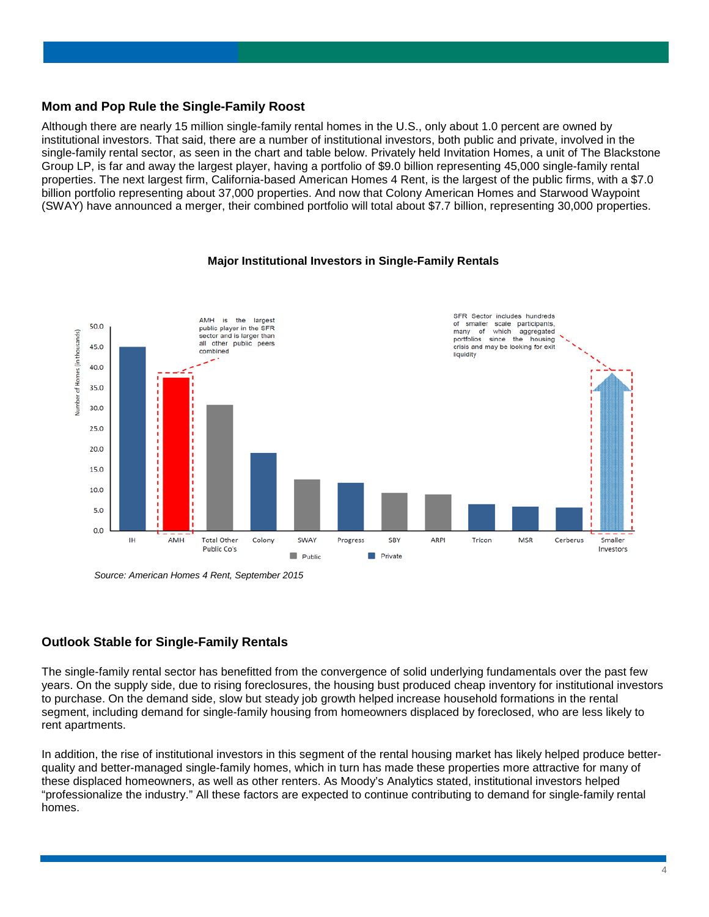## Mom and Pop Rule the Single-Family Roost

Although there are nearly 15 million single-family rental homes in the U.S., only about 1.0 percent are owned by institutional investors. That said, there are a number of institutional investors, both public and private, involved in the single-family rental sector, as seen in the chart and table below. Privately held Invitation Homes, a unit of The Blackstone Group LP, is far and away the largest player, having a portfolio of $9.0 billion representing 45,000 single-family rental properties. The next largest firm, California-based American Homes 4 Rent, is the largest of the public firms, with a $7.0 billion portfolio representing about 37,000 properties. And now that Colony American Homes and Starwood Waypoint (SWAY) have announced a merger, their combined portfolio will total about $7.7 billion, representing 30,000 properties.

**Major Institutional Investors in Single-Family Rentals**

*Source: American Homes 4 Rent, September 2015*

## Outlook Stable for Single-Family Rentals

The single-family rental sector has benefitted from the convergence of solid underlying fundamentals over the past few years. On the supply side, due to rising foreclosures, the housing bust produced cheap inventory for institutional investors to purchase. On the demand side, slow but steady job growth helped increase household formations in the rental segment, including demand for single-family housing from homeowners displaced by foreclosed, who are less likely to rent apartments.

In addition, the rise of institutional investors in this segment of the rental housing market has likely helped produce better-quality and better-managed single-family homes, which in turn has made these properties more attractive for many of these displaced homeowners, as well as other renters. As Moody's Analytics stated, institutional investors helped "professionalize the industry." All these factors are expected to continue contributing to demand for single-family rental homes.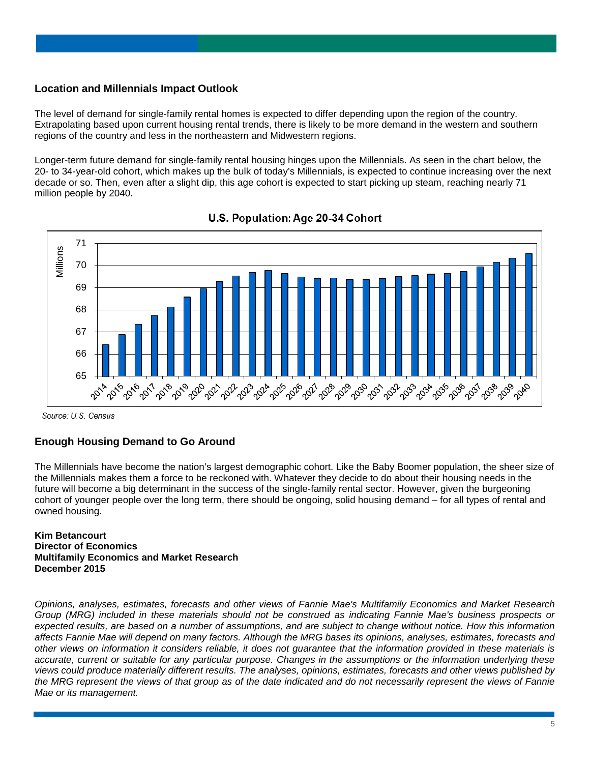## Location and Millennials Impact Outlook

The level of demand for single-family rental homes is expected to differ depending upon the region of the country. Extrapolating based upon current housing rental trends, there is likely to be more demand in the western and southern regions of the country and less in the northeastern and Midwestern regions.

Longer-term future demand for single-family rental housing hinges upon the Millennials. As seen in the chart below, the 20- to 34-year-old cohort, which makes up the bulk of today's Millennials, is expected to continue increasing over the next decade or so. Then, even after a slight dip, this age cohort is expected to start picking up steam, reaching nearly 71 million people by 2040.

U.S. Population: Age 20-34 Cohort

Millions

71
70
69
68
67
66
65

2014 2015 2016 2017 2018 2019 2020 2021 2022 2023 2024 2025 2026 2027 2028 2029 2030 2031 2032 2033 2034 2035 2036 2037 2038 2039 2040

*Source: U.S. Census*

## Enough Housing Demand to Go Around

The Millennials have become the nation's largest demographic cohort. Like the Baby Boomer population, the sheer size of the Millennials makes them a force to be reckoned with. Whatever they decide to do about their housing needs in the future will become a big determinant in the success of the single-family rental sector. However, given the burgeoning cohort of younger people over the long term, there should be ongoing, solid housing demand – for all types of rental and owned housing.

**Kim Betancourt**
**Director of Economics**
**Multifamily Economics and Market Research**
**December 2015**

*Opinions, analyses, estimates, forecasts and other views of Fannie Mae's Multifamily Economics and Market Research Group (MRG) included in these materials should not be construed as indicating Fannie Mae's business prospects or expected results, are based on a number of assumptions, and are subject to change without notice. How this information affects Fannie Mae will depend on many factors. Although the MRG bases its opinions, analyses, estimates, forecasts and other views on information it considers reliable, it does not guarantee that the information provided in these materials is accurate, current or suitable for any particular purpose. Changes in the assumptions or the information underlying these views could produce materially different results. The analyses, opinions, estimates, forecasts and other views published by the MRG represent the views of that group as of the date indicated and do not necessarily represent the views of Fannie Mae or its management.*